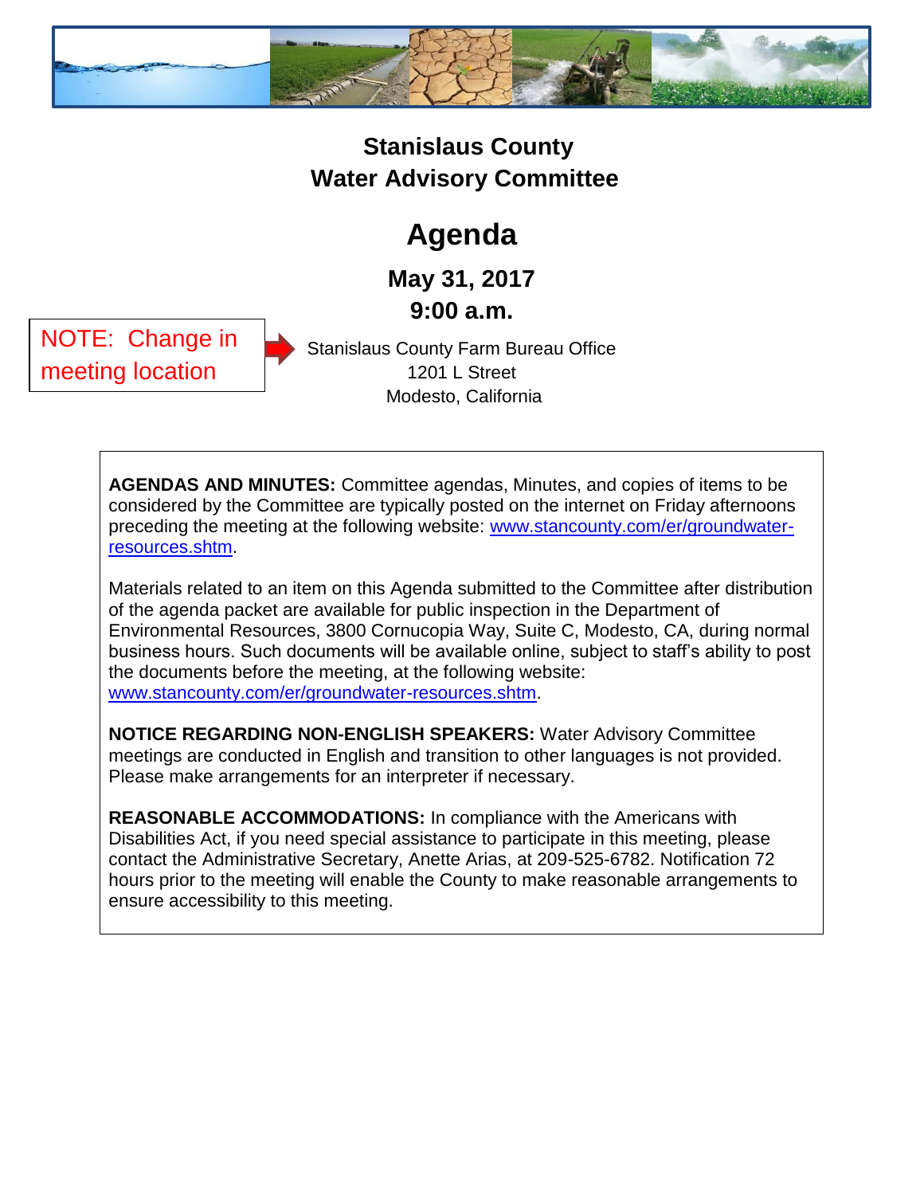# Stanislaus County
# Water Advisory Committee

## Agenda

### May 31, 2017
### 9:00 a.m.

NOTE: Change in meeting location

Stanislaus County Farm Bureau Office
1201 L Street
Modesto, California

**AGENDAS AND MINUTES:** Committee agendas, Minutes, and copies of items to be considered by the Committee are typically posted on the internet on Friday afternoons preceding the meeting at the following website: [www.stancounty.com/er/groundwater-resources.shtm](www.stancounty.com/er/groundwater-resources.shtm).

Materials related to an item on this Agenda submitted to the Committee after distribution of the agenda packet are available for public inspection in the Department of Environmental Resources, 3800 Cornucopia Way, Suite C, Modesto, CA, during normal business hours. Such documents will be available online, subject to staff's ability to post the documents before the meeting, at the following website: [www.stancounty.com/er/groundwater-resources.shtm](www.stancounty.com/er/groundwater-resources.shtm).

**NOTICE REGARDING NON-ENGLISH SPEAKERS:** Water Advisory Committee meetings are conducted in English and transition to other languages is not provided. Please make arrangements for an interpreter if necessary.

**REASONABLE ACCOMMODATIONS:** In compliance with the Americans with Disabilities Act, if you need special assistance to participate in this meeting, please contact the Administrative Secretary, Anette Arias, at 209-525-6782. Notification 72 hours prior to the meeting will enable the County to make reasonable arrangements to ensure accessibility to this meeting.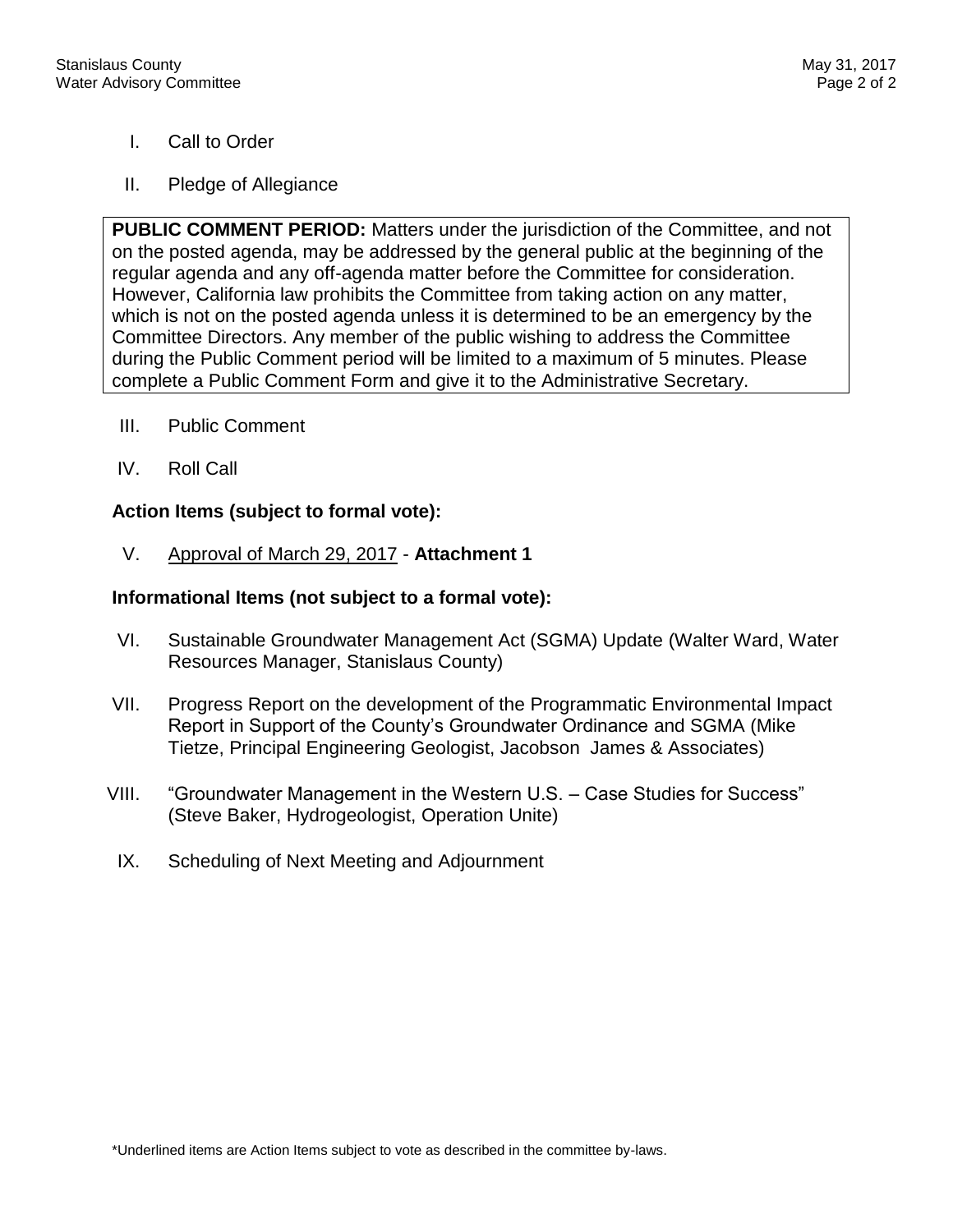I. Call to Order

II. Pledge of Allegiance

**PUBLIC COMMENT PERIOD:** Matters under the jurisdiction of the Committee, and not on the posted agenda, may be addressed by the general public at the beginning of the regular agenda and any off-agenda matter before the Committee for consideration. However, California law prohibits the Committee from taking action on any matter, which is not on the posted agenda unless it is determined to be an emergency by the Committee Directors. Any member of the public wishing to address the Committee during the Public Comment period will be limited to a maximum of 5 minutes. Please complete a Public Comment Form and give it to the Administrative Secretary.

III. Public Comment

IV. Roll Call

**Action Items (subject to formal vote):**

V. <u>Approval of March 29, 2017</u> - **Attachment 1**

**Informational Items (not subject to a formal vote):**

VI. Sustainable Groundwater Management Act (SGMA) Update (Walter Ward, Water Resources Manager, Stanislaus County)

VII. Progress Report on the development of the Programmatic Environmental Impact Report in Support of the County's Groundwater Ordinance and SGMA (Mike Tietze, Principal Engineering Geologist, Jacobson James & Associates)

VIII. "Groundwater Management in the Western U.S. – Case Studies for Success" (Steve Baker, Hydrogeologist, Operation Unite)

IX. Scheduling of Next Meeting and Adjournment

*Underlined items are Action Items subject to vote as described in the committee by-laws.